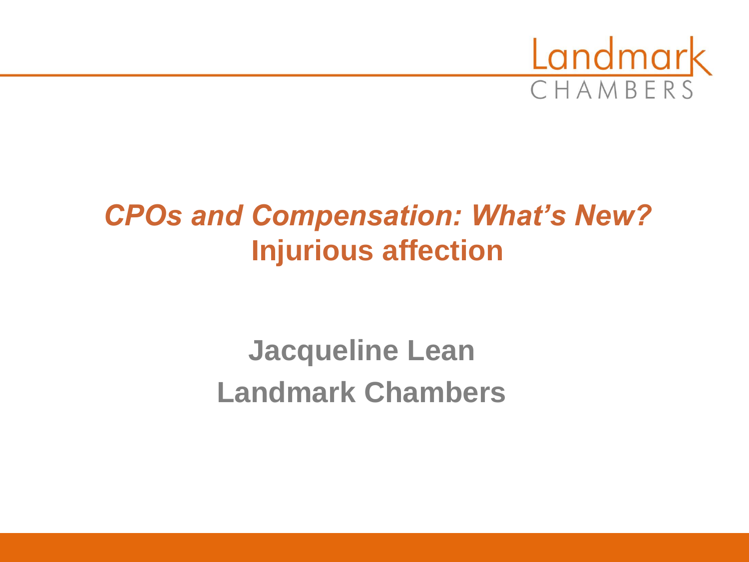Landmark CHAMBERS

# *CPOs and Compensation: What's New?*
# Injurious affection

**Jacqueline Lean**

**Landmark Chambers**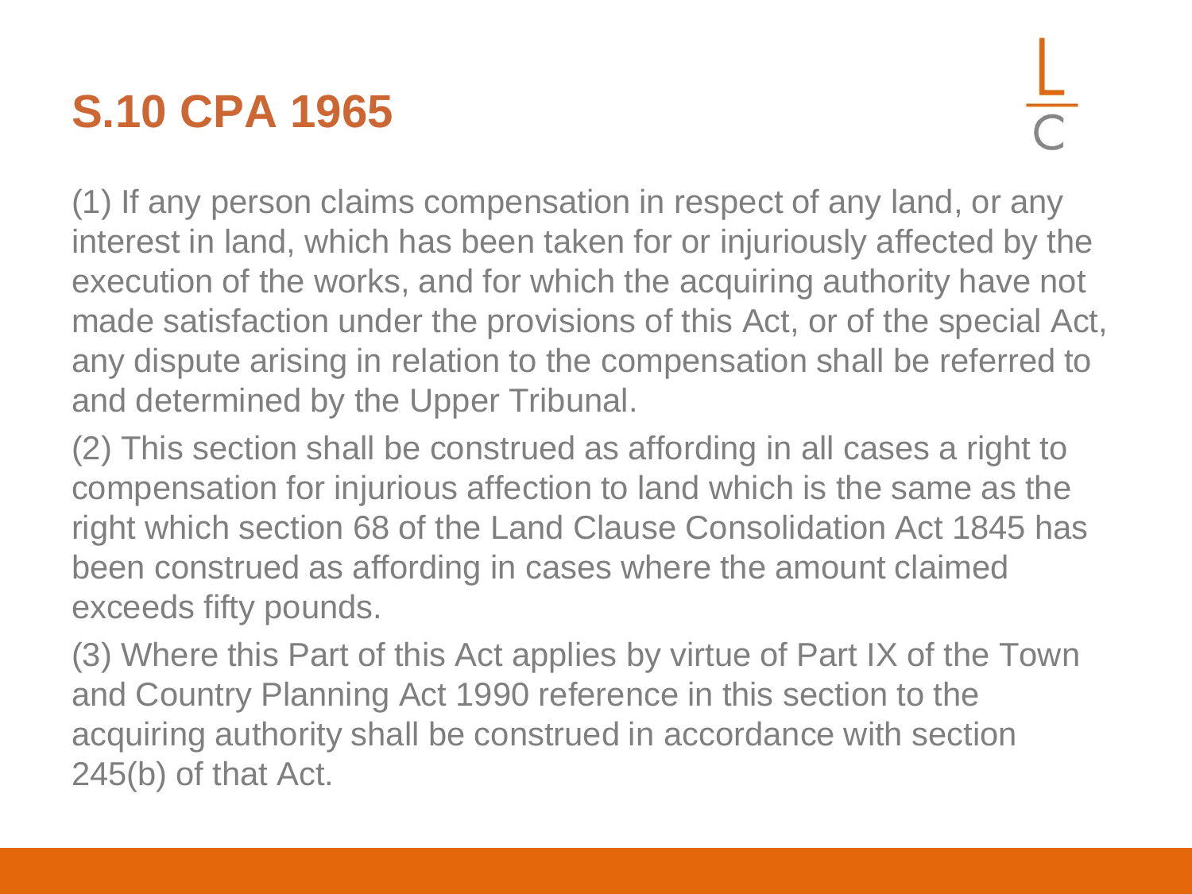# S.10 CPA 1965

(1) If any person claims compensation in respect of any land, or any interest in land, which has been taken for or injuriously affected by the execution of the works, and for which the acquiring authority have not made satisfaction under the provisions of this Act, or of the special Act, any dispute arising in relation to the compensation shall be referred to and determined by the Upper Tribunal.

(2) This section shall be construed as affording in all cases a right to compensation for injurious affection to land which is the same as the right which section 68 of the Land Clause Consolidation Act 1845 has been construed as affording in cases where the amount claimed exceeds fifty pounds.

(3) Where this Part of this Act applies by virtue of Part IX of the Town and Country Planning Act 1990 reference in this section to the acquiring authority shall be construed in accordance with section 245(b) of that Act.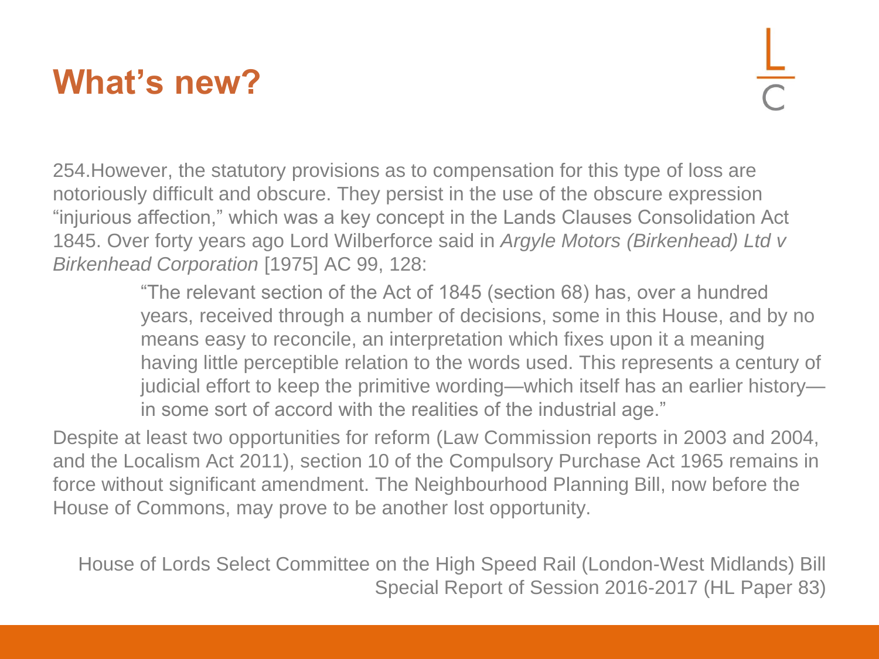# What's new?

254.However, the statutory provisions as to compensation for this type of loss are notoriously difficult and obscure. They persist in the use of the obscure expression "injurious affection," which was a key concept in the Lands Clauses Consolidation Act 1845. Over forty years ago Lord Wilberforce said in *Argyle Motors (Birkenhead) Ltd v Birkenhead Corporation* [1975] AC 99, 128:

> "The relevant section of the Act of 1845 (section 68) has, over a hundred years, received through a number of decisions, some in this House, and by no means easy to reconcile, an interpretation which fixes upon it a meaning having little perceptible relation to the words used. This represents a century of judicial effort to keep the primitive wording—which itself has an earlier history—in some sort of accord with the realities of the industrial age."

Despite at least two opportunities for reform (Law Commission reports in 2003 and 2004, and the Localism Act 2011), section 10 of the Compulsory Purchase Act 1965 remains in force without significant amendment. The Neighbourhood Planning Bill, now before the House of Commons, may prove to be another lost opportunity.

House of Lords Select Committee on the High Speed Rail (London-West Midlands) Bill Special Report of Session 2016-2017 (HL Paper 83)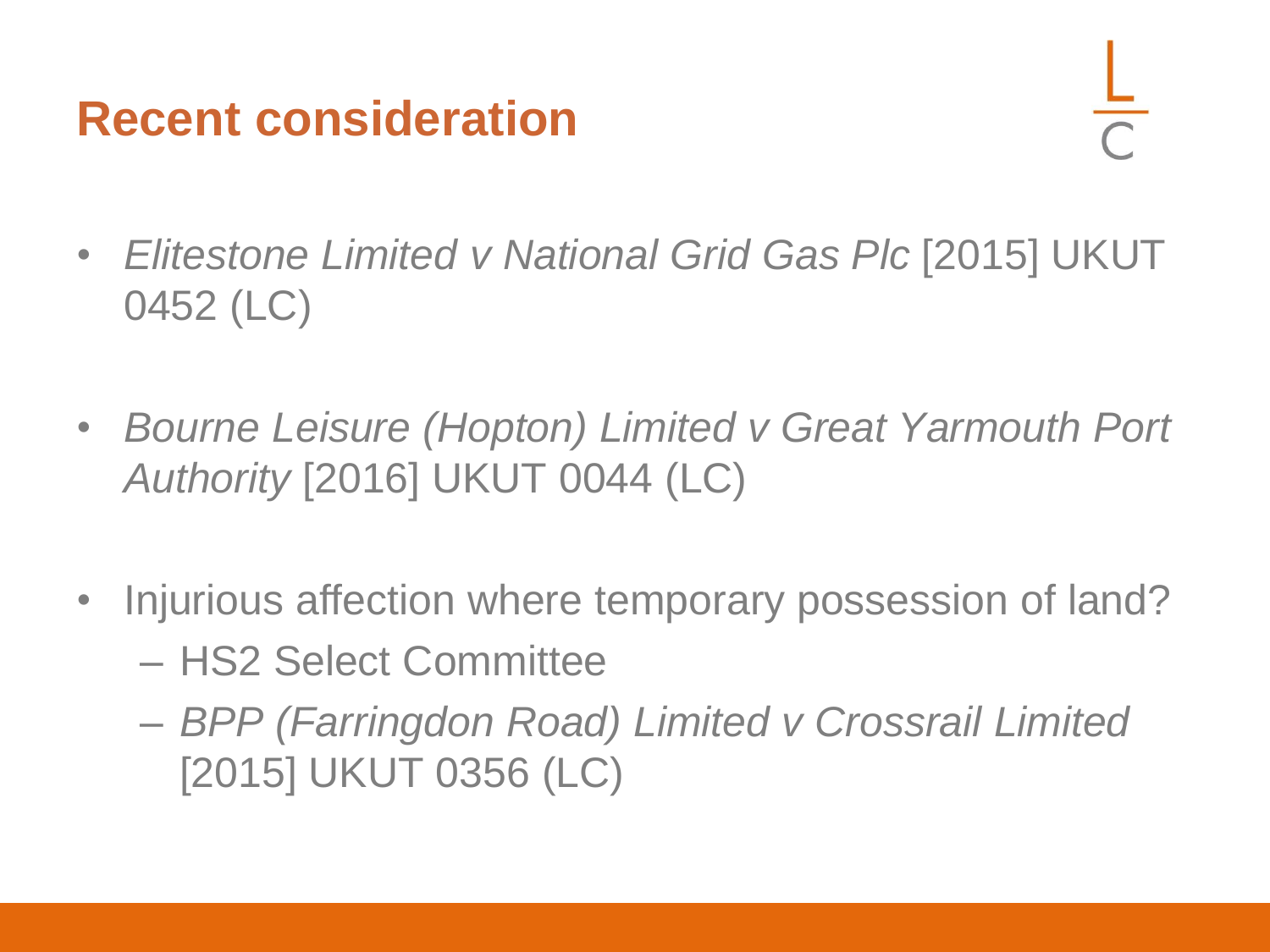# Recent consideration

- *Elitestone Limited v National Grid Gas Plc* [2015] UKUT 0452 (LC)

- *Bourne Leisure (Hopton) Limited v Great Yarmouth Port Authority* [2016] UKUT 0044 (LC)

- Injurious affection where temporary possession of land?
  - HS2 Select Committee
  - *BPP (Farringdon Road) Limited v Crossrail Limited* [2015] UKUT 0356 (LC)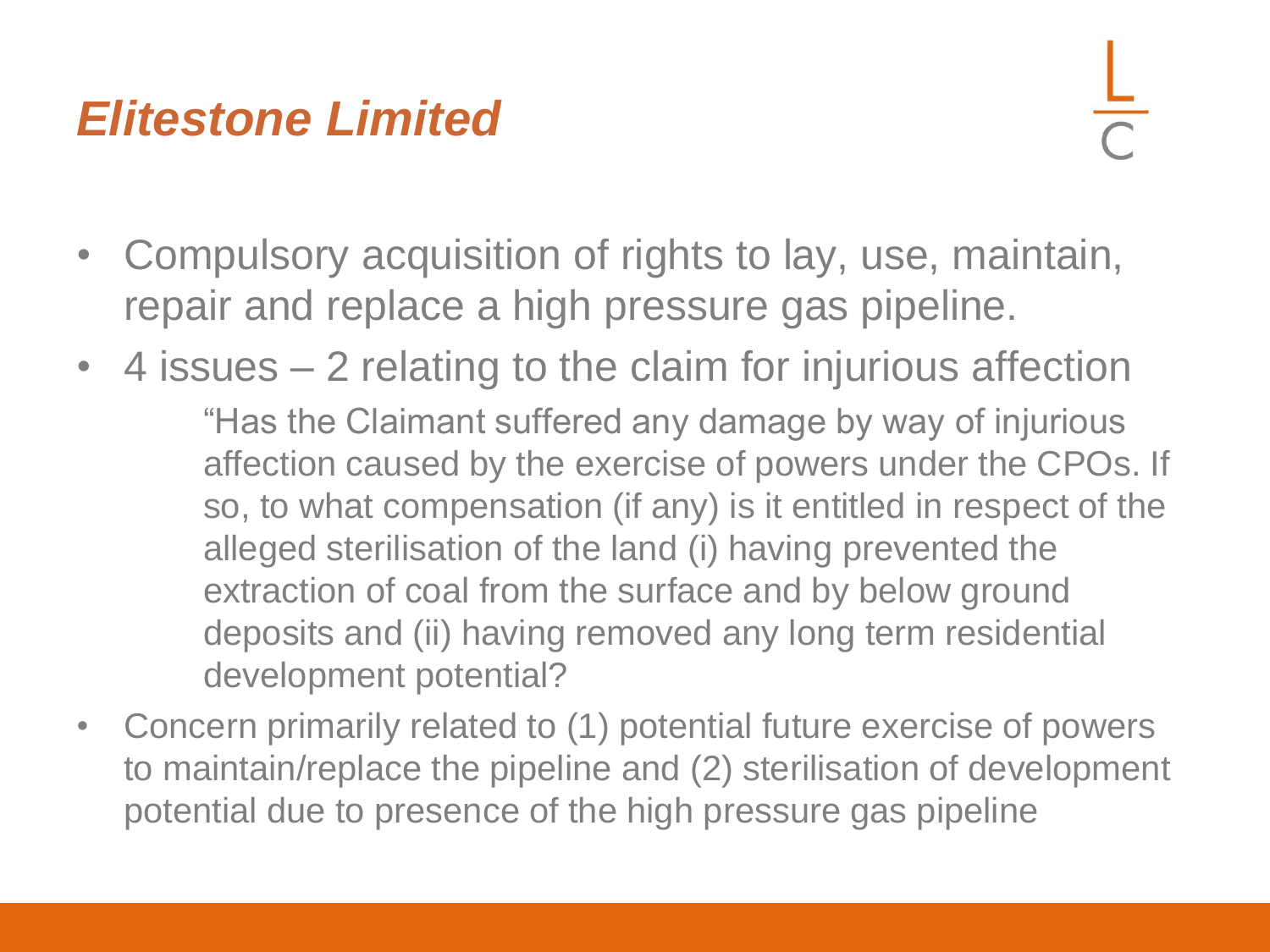## *Elitestone Limited*

- Compulsory acquisition of rights to lay, use, maintain, repair and replace a high pressure gas pipeline.
- 4 issues – 2 relating to the claim for injurious affection

  > "Has the Claimant suffered any damage by way of injurious affection caused by the exercise of powers under the CPOs. If so, to what compensation (if any) is it entitled in respect of the alleged sterilisation of the land (i) having prevented the extraction of coal from the surface and by below ground deposits and (ii) having removed any long term residential development potential?

- Concern primarily related to (1) potential future exercise of powers to maintain/replace the pipeline and (2) sterilisation of development potential due to presence of the high pressure gas pipeline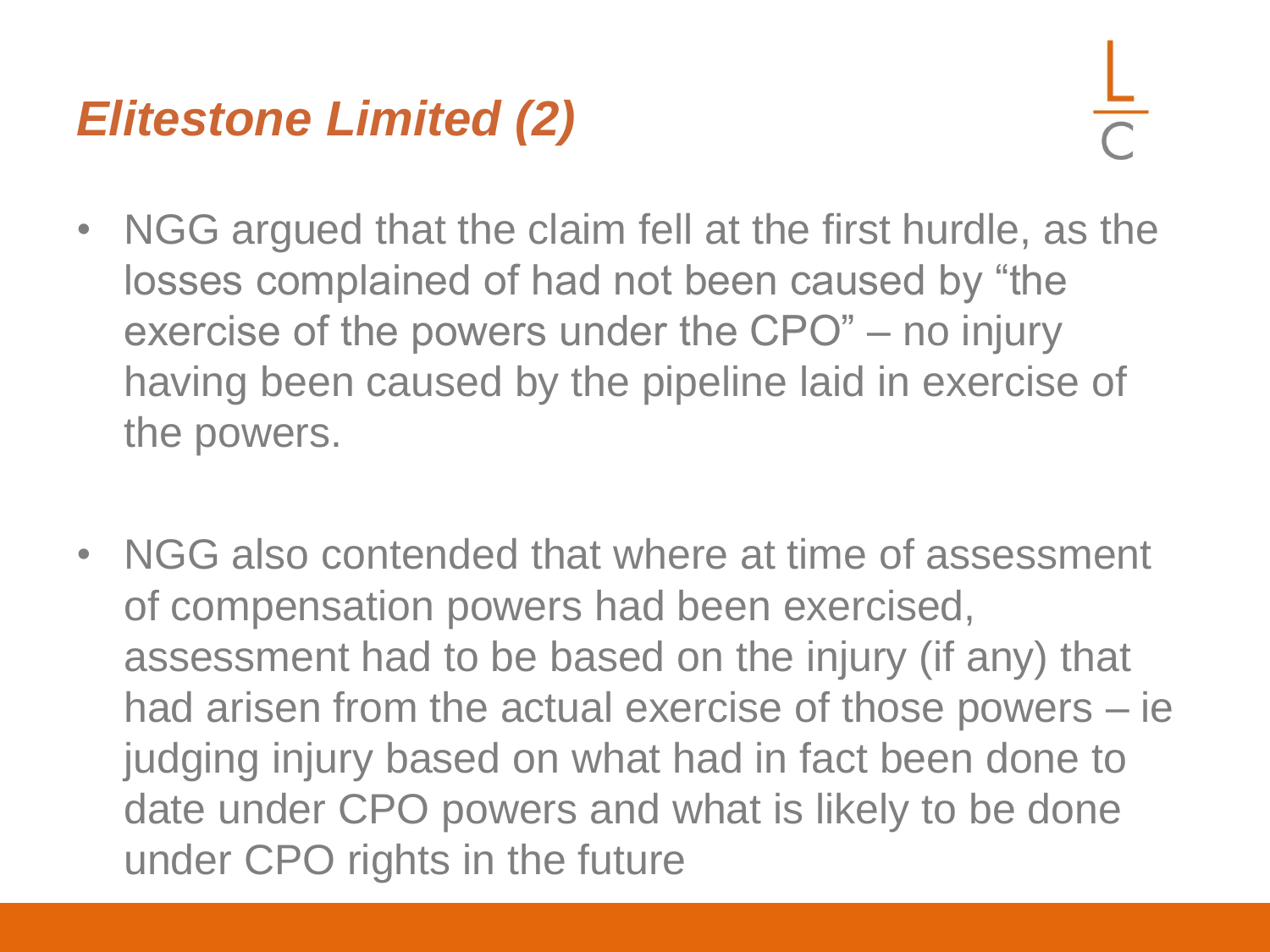# *Elitestone Limited (2)*

- NGG argued that the claim fell at the first hurdle, as the losses complained of had not been caused by "the exercise of the powers under the CPO" – no injury having been caused by the pipeline laid in exercise of the powers.

- NGG also contended that where at time of assessment of compensation powers had been exercised, assessment had to be based on the injury (if any) that had arisen from the actual exercise of those powers – ie judging injury based on what had in fact been done to date under CPO powers and what is likely to be done under CPO rights in the future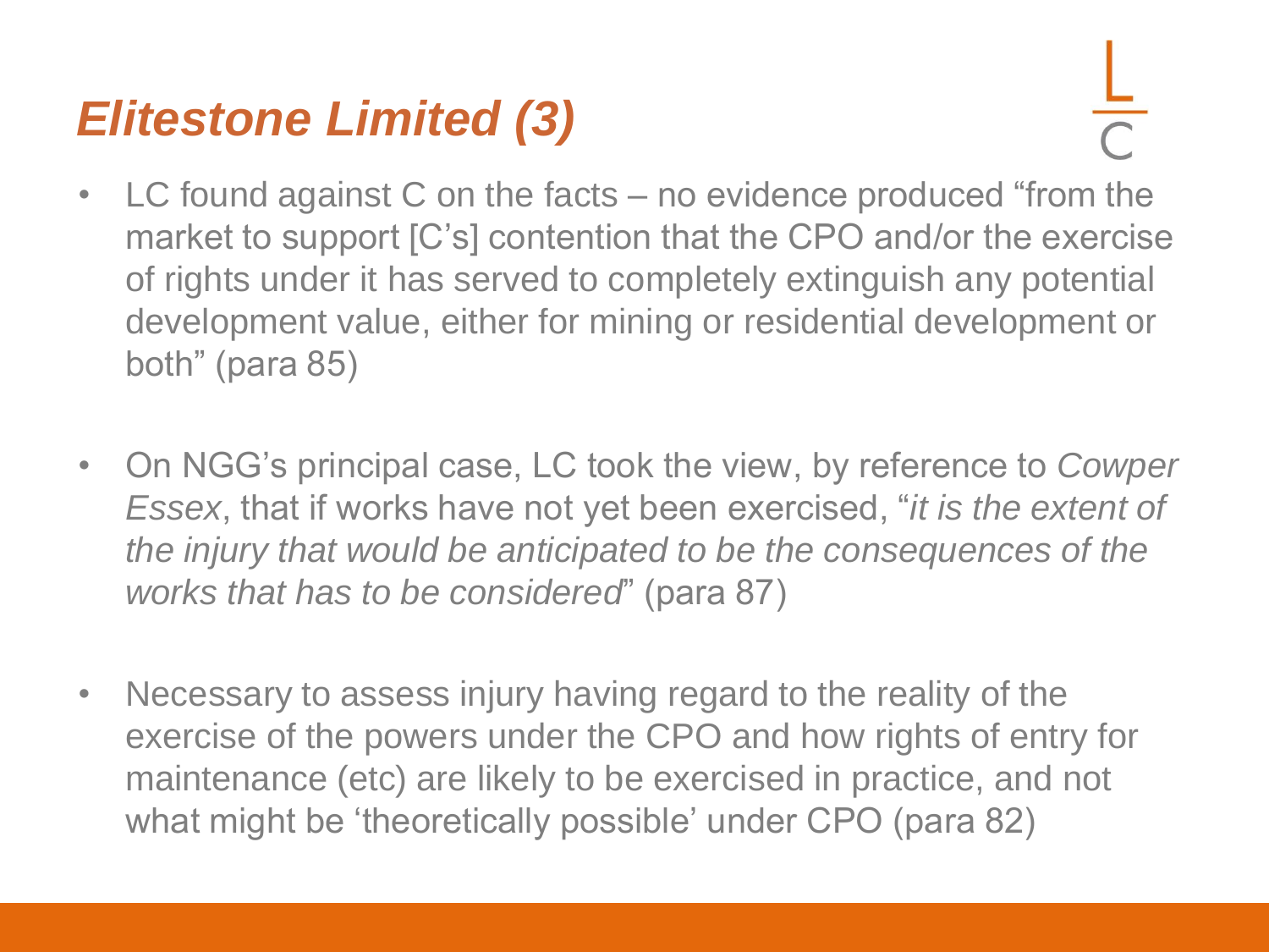# *Elitestone Limited (3)*

- LC found against C on the facts – no evidence produced "from the market to support [C's] contention that the CPO and/or the exercise of rights under it has served to completely extinguish any potential development value, either for mining or residential development or both" (para 85)

- On NGG's principal case, LC took the view, by reference to *Cowper Essex*, that if works have not yet been exercised, "*it is the extent of the injury that would be anticipated to be the consequences of the works that has to be considered*" (para 87)

- Necessary to assess injury having regard to the reality of the exercise of the powers under the CPO and how rights of entry for maintenance (etc) are likely to be exercised in practice, and not what might be 'theoretically possible' under CPO (para 82)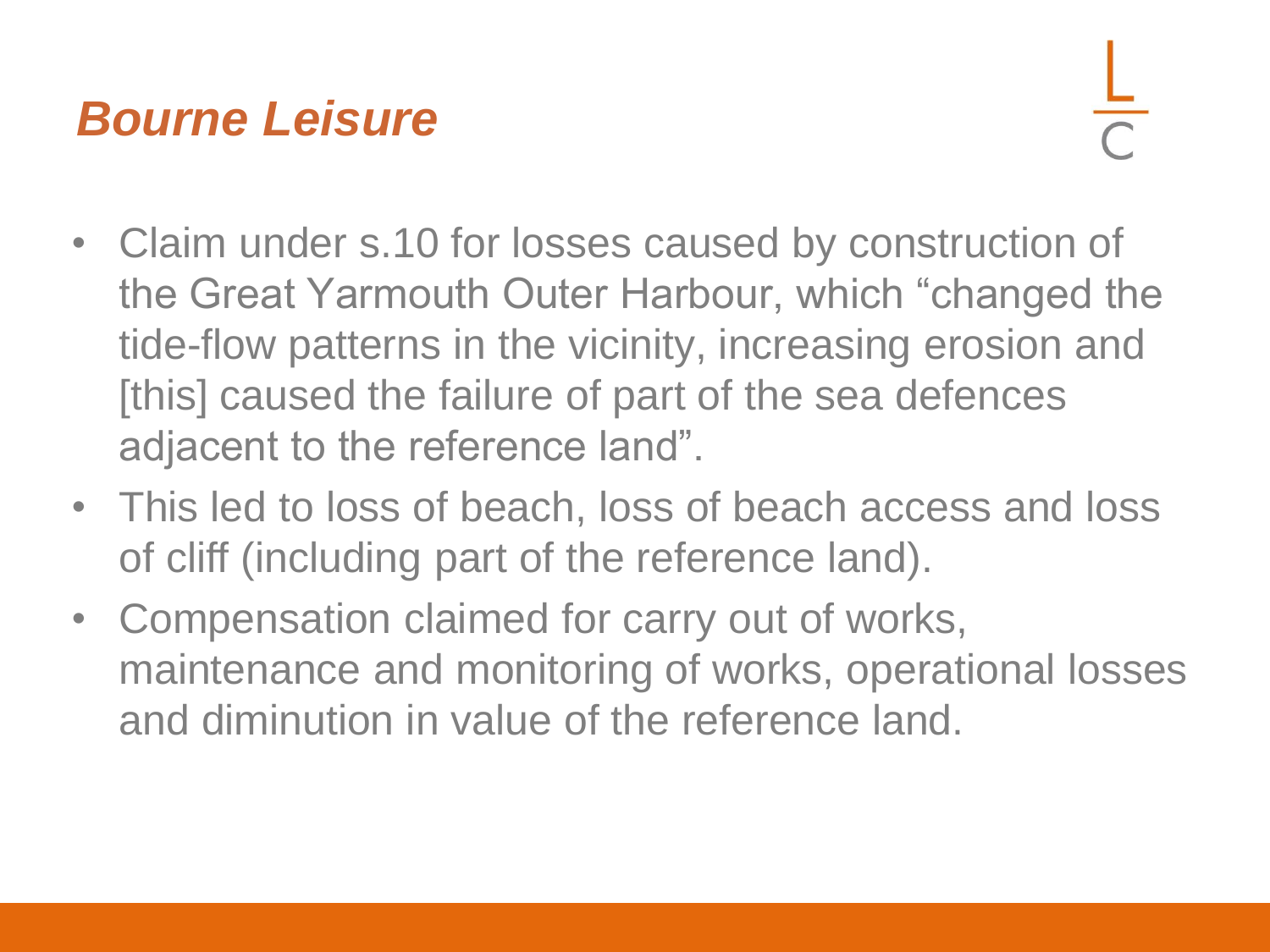## *Bourne Leisure*

- Claim under s.10 for losses caused by construction of the Great Yarmouth Outer Harbour, which “changed the tide-flow patterns in the vicinity, increasing erosion and [this] caused the failure of part of the sea defences adjacent to the reference land”.
- This led to loss of beach, loss of beach access and loss of cliff (including part of the reference land).
- Compensation claimed for carry out of works, maintenance and monitoring of works, operational losses and diminution in value of the reference land.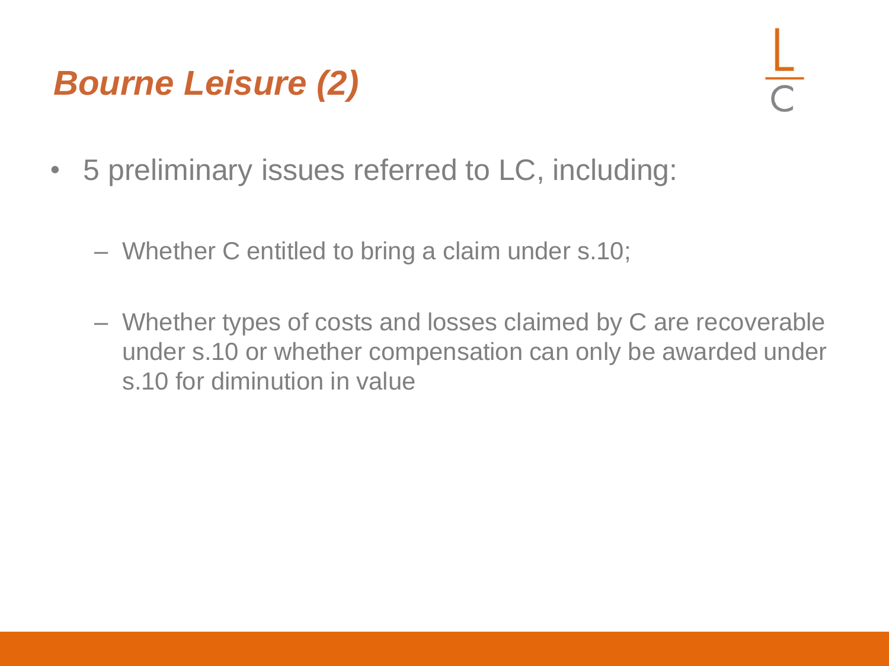# *Bourne Leisure (2)*

- 5 preliminary issues referred to LC, including:
  - Whether C entitled to bring a claim under s.10;
  - Whether types of costs and losses claimed by C are recoverable under s.10 or whether compensation can only be awarded under s.10 for diminution in value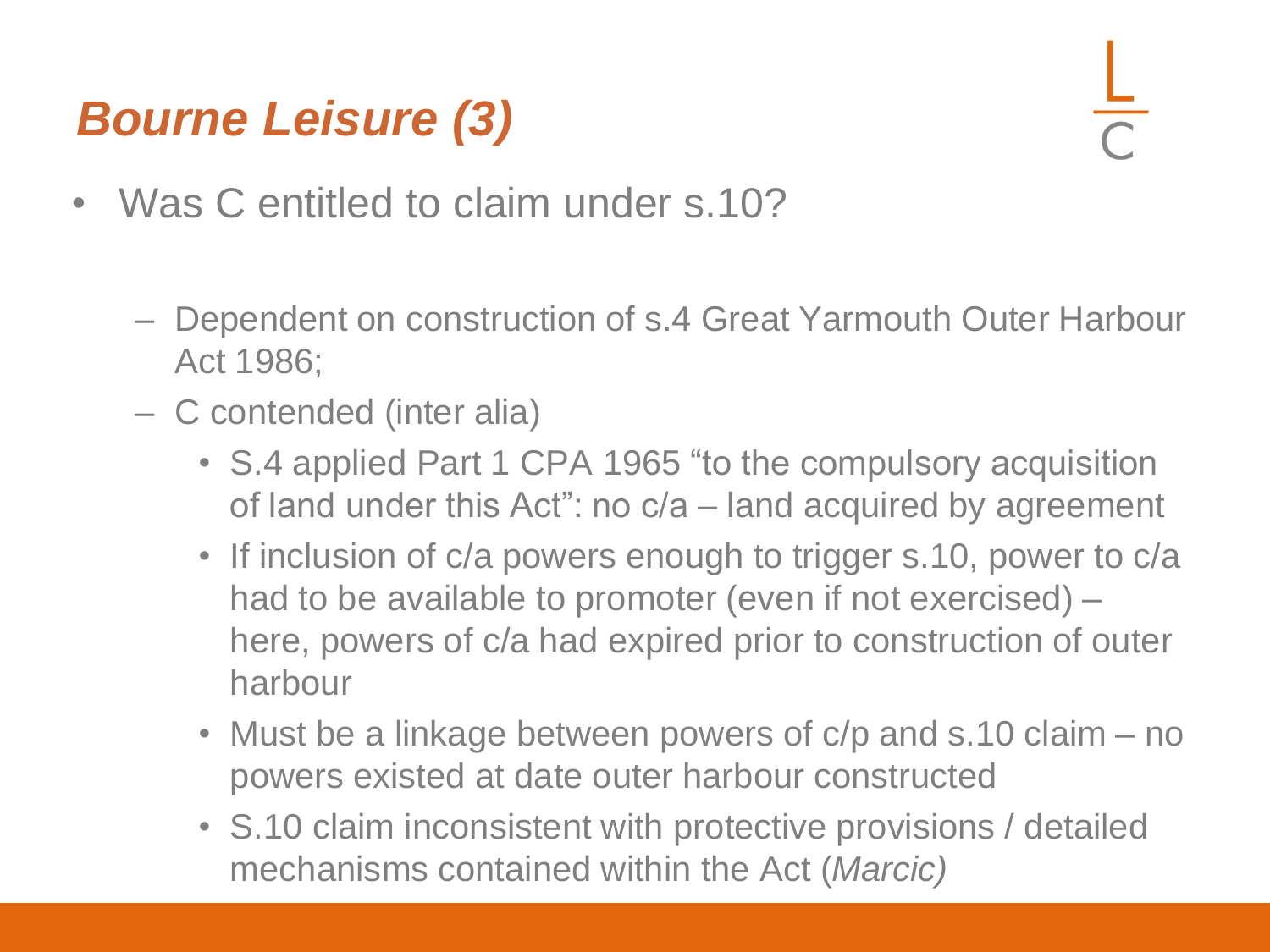# *Bourne Leisure (3)*

- Was C entitled to claim under s.10?
  - Dependent on construction of s.4 Great Yarmouth Outer Harbour Act 1986;
  - C contended (inter alia)
    - S.4 applied Part 1 CPA 1965 "to the compulsory acquisition of land under this Act": no c/a – land acquired by agreement
    - If inclusion of c/a powers enough to trigger s.10, power to c/a had to be available to promoter (even if not exercised) – here, powers of c/a had expired prior to construction of outer harbour
    - Must be a linkage between powers of c/p and s.10 claim – no powers existed at date outer harbour constructed
    - S.10 claim inconsistent with protective provisions / detailed mechanisms contained within the Act (*Marcic)*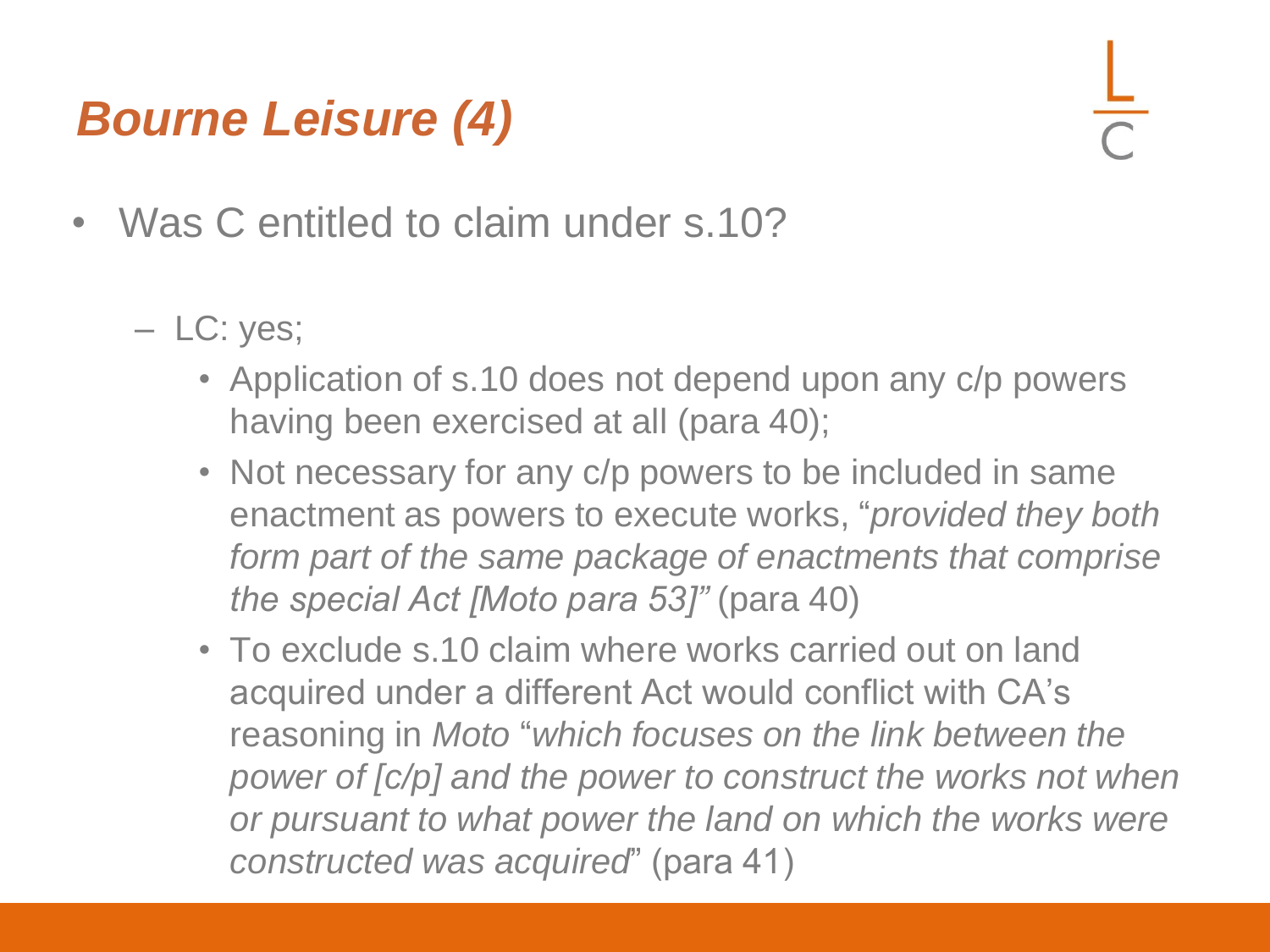# *Bourne Leisure (4)*

- Was C entitled to claim under s.10?
  - LC: yes;
    - Application of s.10 does not depend upon any c/p powers having been exercised at all (para 40);
    - Not necessary for any c/p powers to be included in same enactment as powers to execute works, "*provided they both form part of the same package of enactments that comprise the special Act [Moto para 53]"* (para 40)
    - To exclude s.10 claim where works carried out on land acquired under a different Act would conflict with CA's reasoning in *Moto* "*which focuses on the link between the power of [c/p] and the power to construct the works not when or pursuant to what power the land on which the works were constructed was acquired*" (para 41)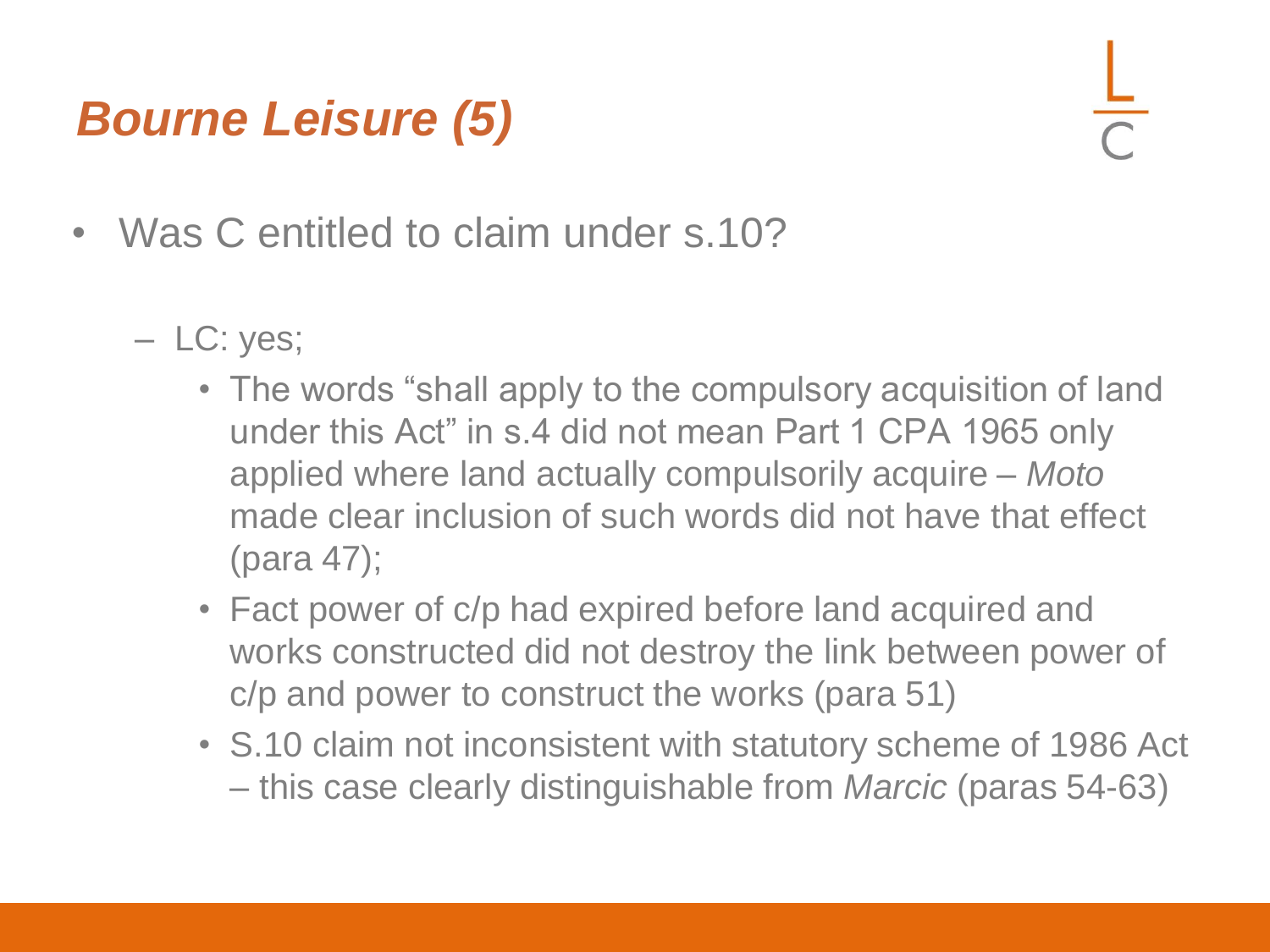# *Bourne Leisure (5)*

- Was C entitled to claim under s.10?
  - LC: yes;
    - The words "shall apply to the compulsory acquisition of land under this Act" in s.4 did not mean Part 1 CPA 1965 only applied where land actually compulsorily acquire – *Moto* made clear inclusion of such words did not have that effect (para 47);
    - Fact power of c/p had expired before land acquired and works constructed did not destroy the link between power of c/p and power to construct the works (para 51)
    - S.10 claim not inconsistent with statutory scheme of 1986 Act – this case clearly distinguishable from *Marcic* (paras 54-63)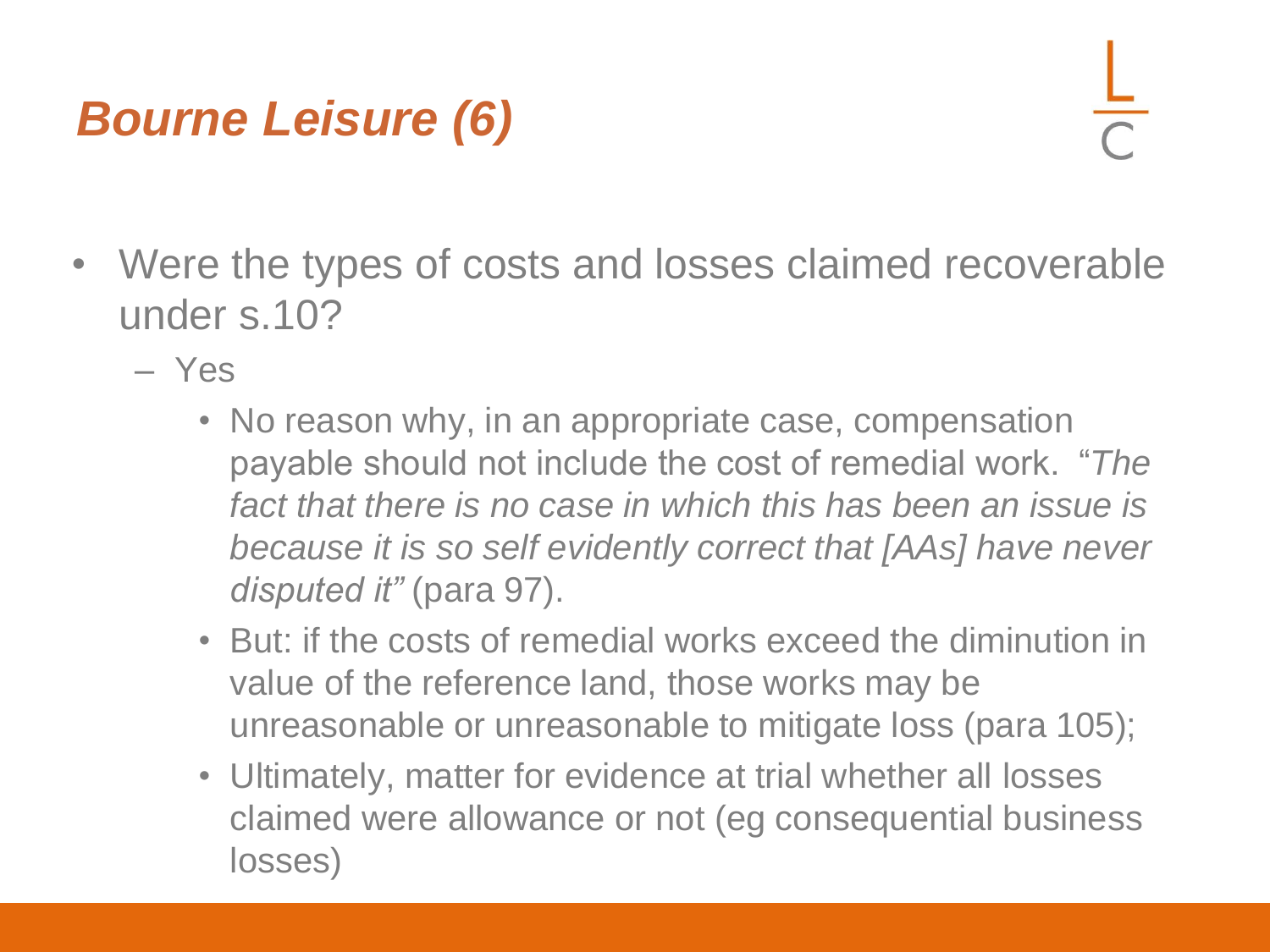# *Bourne Leisure (6)*

- Were the types of costs and losses claimed recoverable under s.10?
  - Yes
    - No reason why, in an appropriate case, compensation payable should not include the cost of remedial work. "*The fact that there is no case in which this has been an issue is because it is so self evidently correct that [AAs] have never disputed it"* (para 97).
    - But: if the costs of remedial works exceed the diminution in value of the reference land, those works may be unreasonable or unreasonable to mitigate loss (para 105);
    - Ultimately, matter for evidence at trial whether all losses claimed were allowance or not (eg consequential business losses)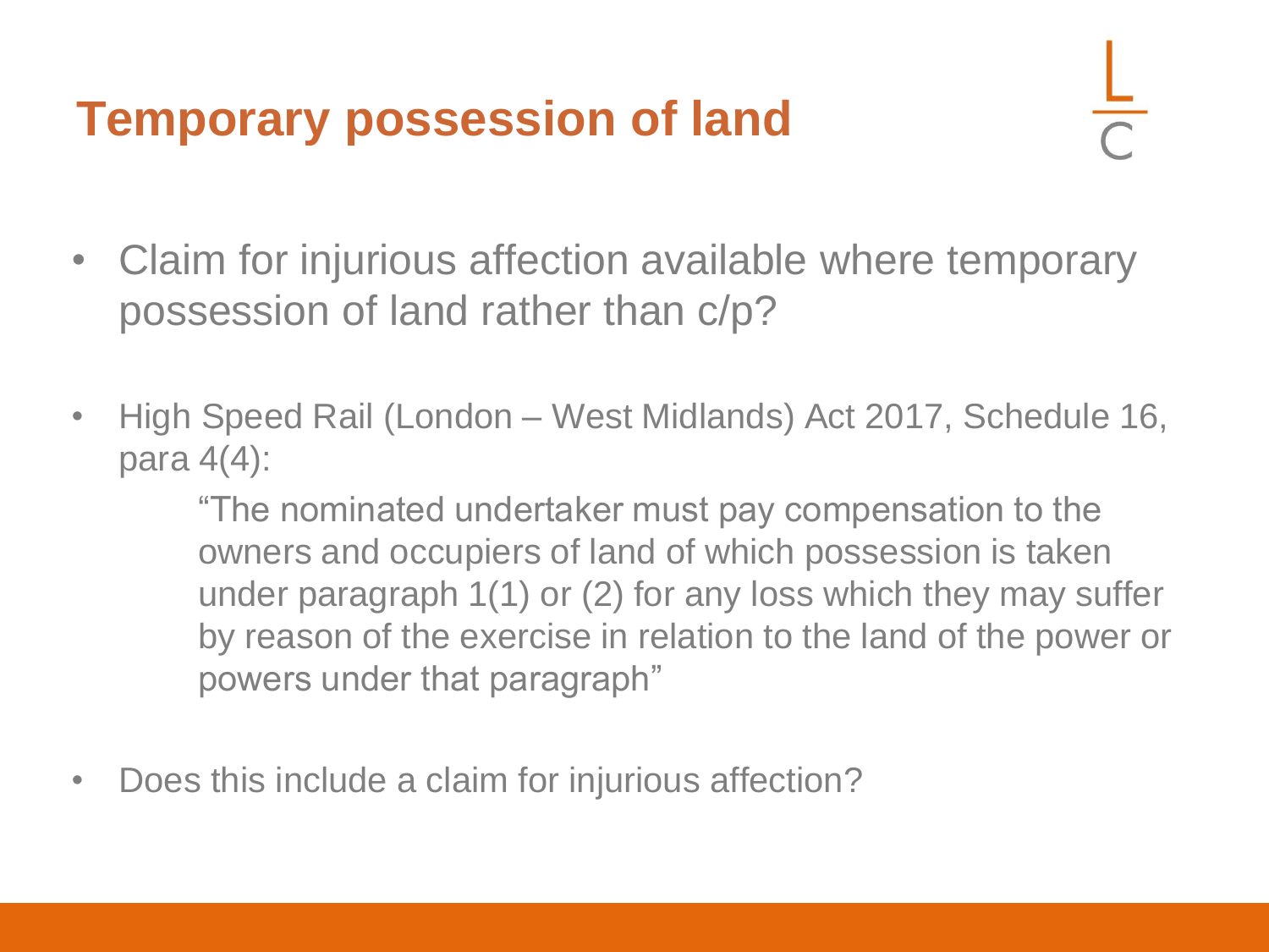# Temporary possession of land

- Claim for injurious affection available where temporary possession of land rather than c/p?

- High Speed Rail (London – West Midlands) Act 2017, Schedule 16, para 4(4):

  > "The nominated undertaker must pay compensation to the owners and occupiers of land of which possession is taken under paragraph 1(1) or (2) for any loss which they may suffer by reason of the exercise in relation to the land of the power or powers under that paragraph"

- Does this include a claim for injurious affection?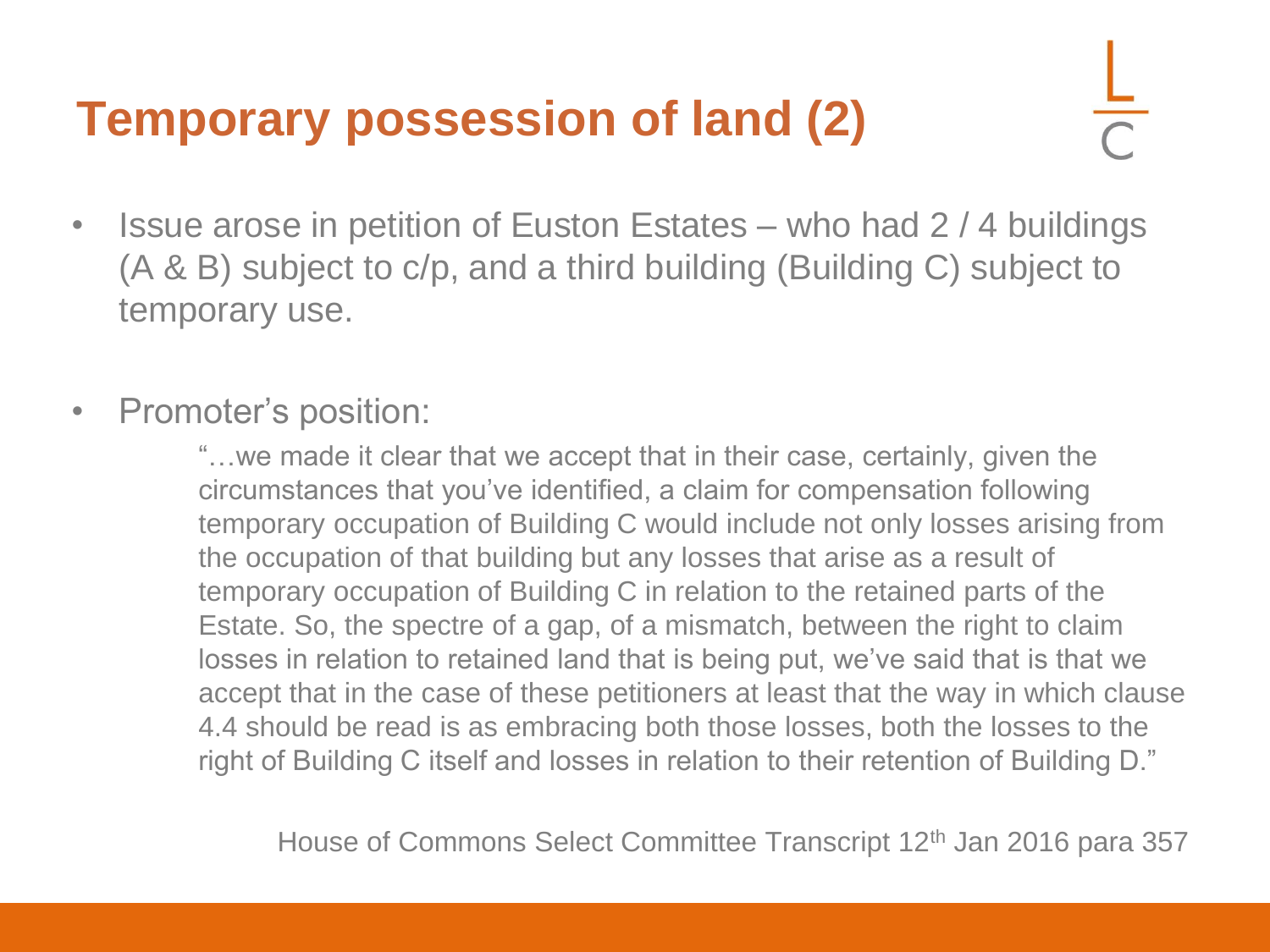# Temporary possession of land (2)

- Issue arose in petition of Euston Estates – who had 2 / 4 buildings (A & B) subject to c/p, and a third building (Building C) subject to temporary use.

- Promoter's position:

  > "…we made it clear that we accept that in their case, certainly, given the circumstances that you've identified, a claim for compensation following temporary occupation of Building C would include not only losses arising from the occupation of that building but any losses that arise as a result of temporary occupation of Building C in relation to the retained parts of the Estate. So, the spectre of a gap, of a mismatch, between the right to claim losses in relation to retained land that is being put, we've said that is that we accept that in the case of these petitioners at least that the way in which clause 4.4 should be read is as embracing both those losses, both the losses to the right of Building C itself and losses in relation to their retention of Building D."

  House of Commons Select Committee Transcript 12th Jan 2016 para 357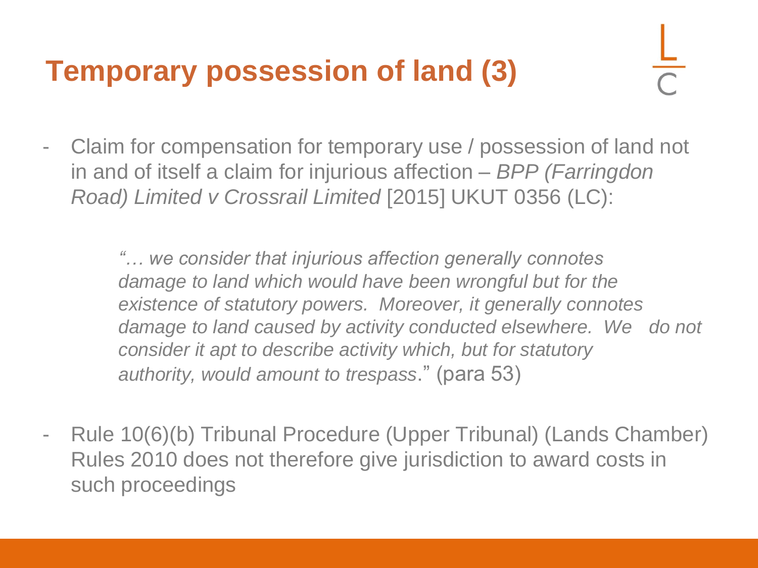# Temporary possession of land (3)

- Claim for compensation for temporary use / possession of land not in and of itself a claim for injurious affection – *BPP (Farringdon Road) Limited v Crossrail Limited* [2015] UKUT 0356 (LC):

  > *"… we consider that injurious affection generally connotes damage to land which would have been wrongful but for the existence of statutory powers. Moreover, it generally connotes damage to land caused by activity conducted elsewhere. We do not consider it apt to describe activity which, but for statutory authority, would amount to trespass*." (para 53)

- Rule 10(6)(b) Tribunal Procedure (Upper Tribunal) (Lands Chamber) Rules 2010 does not therefore give jurisdiction to award costs in such proceedings